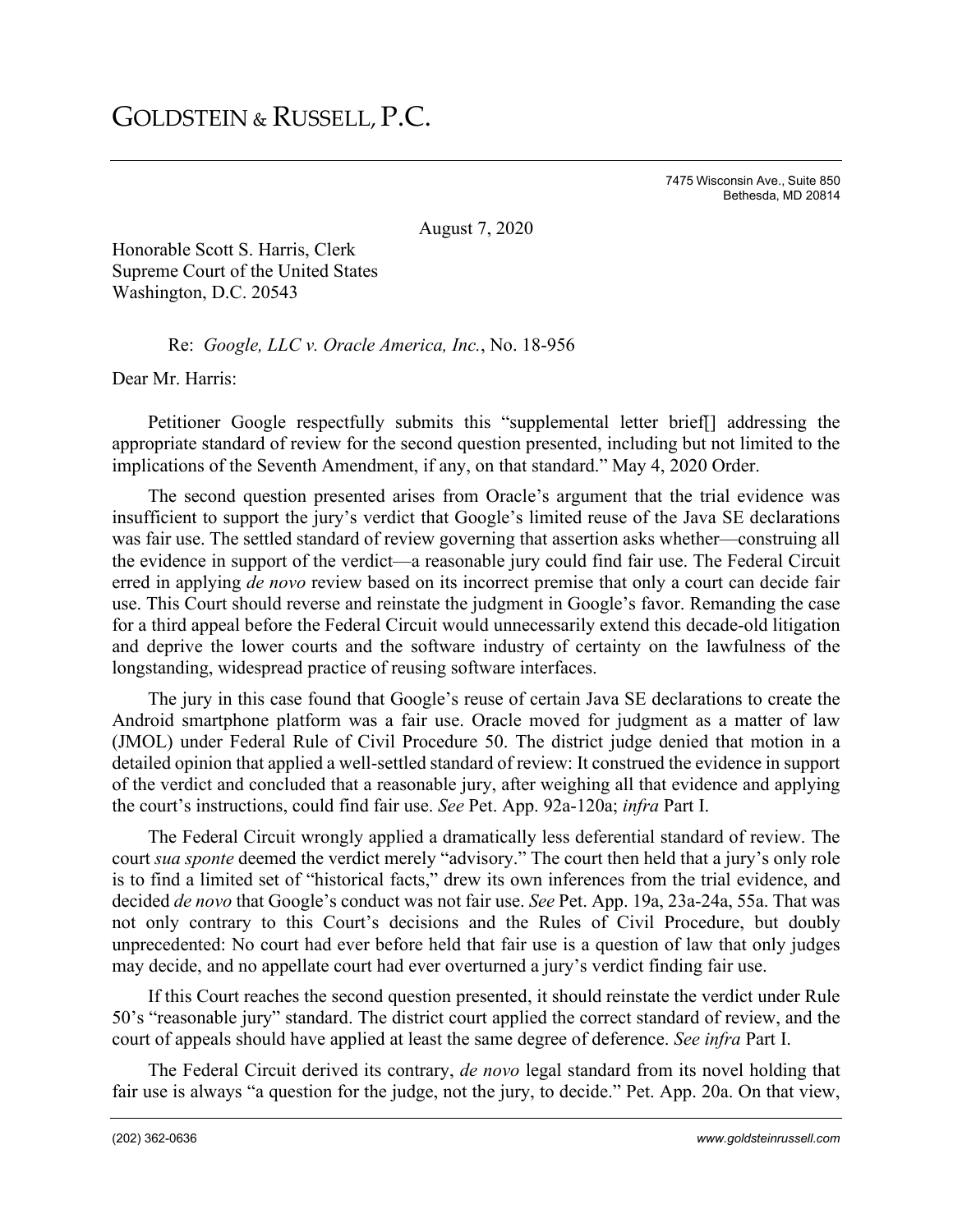# GOLDSTEIN & RUSSELL, P.C.

7475 Wisconsin Ave., Suite 850
Bethesda, MD 20814

August 7, 2020

Honorable Scott S. Harris, Clerk
Supreme Court of the United States
Washington, D.C. 20543

Re: *Google, LLC v. Oracle America, Inc.*, No. 18-956

Dear Mr. Harris:

Petitioner Google respectfully submits this "supplemental letter brief[] addressing the appropriate standard of review for the second question presented, including but not limited to the implications of the Seventh Amendment, if any, on that standard." May 4, 2020 Order.

The second question presented arises from Oracle's argument that the trial evidence was insufficient to support the jury's verdict that Google's limited reuse of the Java SE declarations was fair use. The settled standard of review governing that assertion asks whether—construing all the evidence in support of the verdict—a reasonable jury could find fair use. The Federal Circuit erred in applying *de novo* review based on its incorrect premise that only a court can decide fair use. This Court should reverse and reinstate the judgment in Google's favor. Remanding the case for a third appeal before the Federal Circuit would unnecessarily extend this decade-old litigation and deprive the lower courts and the software industry of certainty on the lawfulness of the longstanding, widespread practice of reusing software interfaces.

The jury in this case found that Google's reuse of certain Java SE declarations to create the Android smartphone platform was a fair use. Oracle moved for judgment as a matter of law (JMOL) under Federal Rule of Civil Procedure 50. The district judge denied that motion in a detailed opinion that applied a well-settled standard of review: It construed the evidence in support of the verdict and concluded that a reasonable jury, after weighing all that evidence and applying the court's instructions, could find fair use. *See* Pet. App. 92a-120a; *infra* Part I.

The Federal Circuit wrongly applied a dramatically less deferential standard of review. The court *sua sponte* deemed the verdict merely "advisory." The court then held that a jury's only role is to find a limited set of "historical facts," drew its own inferences from the trial evidence, and decided *de novo* that Google's conduct was not fair use. *See* Pet. App. 19a, 23a-24a, 55a. That was not only contrary to this Court's decisions and the Rules of Civil Procedure, but doubly unprecedented: No court had ever before held that fair use is a question of law that only judges may decide, and no appellate court had ever overturned a jury's verdict finding fair use.

If this Court reaches the second question presented, it should reinstate the verdict under Rule 50's "reasonable jury" standard. The district court applied the correct standard of review, and the court of appeals should have applied at least the same degree of deference. *See infra* Part I.

The Federal Circuit derived its contrary, *de novo* legal standard from its novel holding that fair use is always "a question for the judge, not the jury, to decide." Pet. App. 20a. On that view,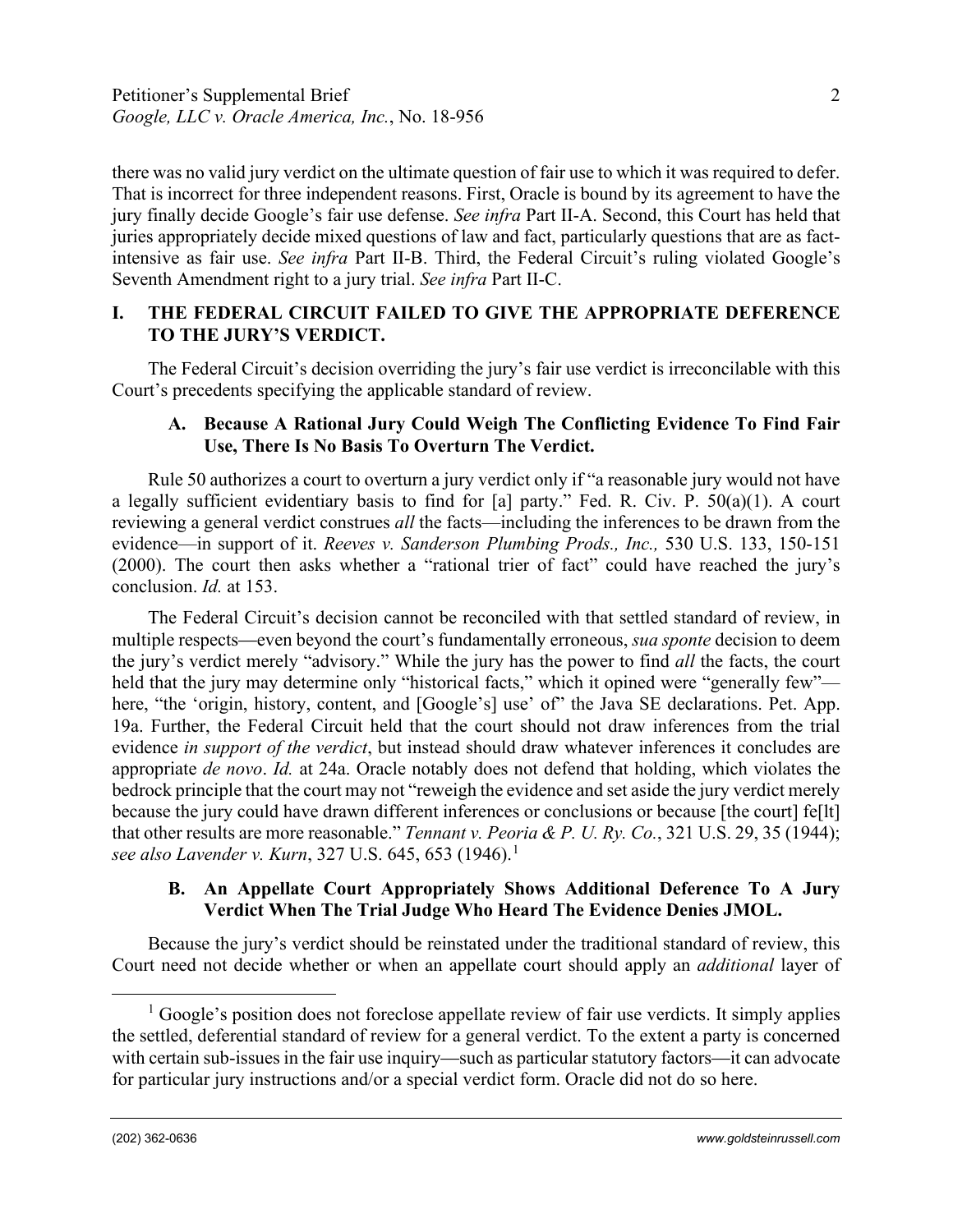there was no valid jury verdict on the ultimate question of fair use to which it was required to defer. That is incorrect for three independent reasons. First, Oracle is bound by its agreement to have the jury finally decide Google's fair use defense. *See infra* Part II-A. Second, this Court has held that juries appropriately decide mixed questions of law and fact, particularly questions that are as fact-intensive as fair use. *See infra* Part II-B. Third, the Federal Circuit's ruling violated Google's Seventh Amendment right to a jury trial. *See infra* Part II-C.

## I. THE FEDERAL CIRCUIT FAILED TO GIVE THE APPROPRIATE DEFERENCE TO THE JURY'S VERDICT.

The Federal Circuit's decision overriding the jury's fair use verdict is irreconcilable with this Court's precedents specifying the applicable standard of review.

### A. Because A Rational Jury Could Weigh The Conflicting Evidence To Find Fair Use, There Is No Basis To Overturn The Verdict.

Rule 50 authorizes a court to overturn a jury verdict only if "a reasonable jury would not have a legally sufficient evidentiary basis to find for [a] party." Fed. R. Civ. P. 50(a)(1). A court reviewing a general verdict construes *all* the facts—including the inferences to be drawn from the evidence—in support of it. *Reeves v. Sanderson Plumbing Prods., Inc.,* 530 U.S. 133, 150-151 (2000). The court then asks whether a "rational trier of fact" could have reached the jury's conclusion. *Id.* at 153.

The Federal Circuit's decision cannot be reconciled with that settled standard of review, in multiple respects—even beyond the court's fundamentally erroneous, *sua sponte* decision to deem the jury's verdict merely "advisory." While the jury has the power to find *all* the facts, the court held that the jury may determine only "historical facts," which it opined were "generally few"—here, "the 'origin, history, content, and [Google's] use' of" the Java SE declarations. Pet. App. 19a. Further, the Federal Circuit held that the court should not draw inferences from the trial evidence *in support of the verdict*, but instead should draw whatever inferences it concludes are appropriate *de novo*. *Id.* at 24a. Oracle notably does not defend that holding, which violates the bedrock principle that the court may not "reweigh the evidence and set aside the jury verdict merely because the jury could have drawn different inferences or conclusions or because [the court] fe[lt] that other results are more reasonable." *Tennant v. Peoria & P. U. Ry. Co.*, 321 U.S. 29, 35 (1944); *see also Lavender v. Kurn*, 327 U.S. 645, 653 (1946).[1]

### B. An Appellate Court Appropriately Shows Additional Deference To A Jury Verdict When The Trial Judge Who Heard The Evidence Denies JMOL.

Because the jury's verdict should be reinstated under the traditional standard of review, this Court need not decide whether or when an appellate court should apply an *additional* layer of

---

[1] Google's position does not foreclose appellate review of fair use verdicts. It simply applies the settled, deferential standard of review for a general verdict. To the extent a party is concerned with certain sub-issues in the fair use inquiry—such as particular statutory factors—it can advocate for particular jury instructions and/or a special verdict form. Oracle did not do so here.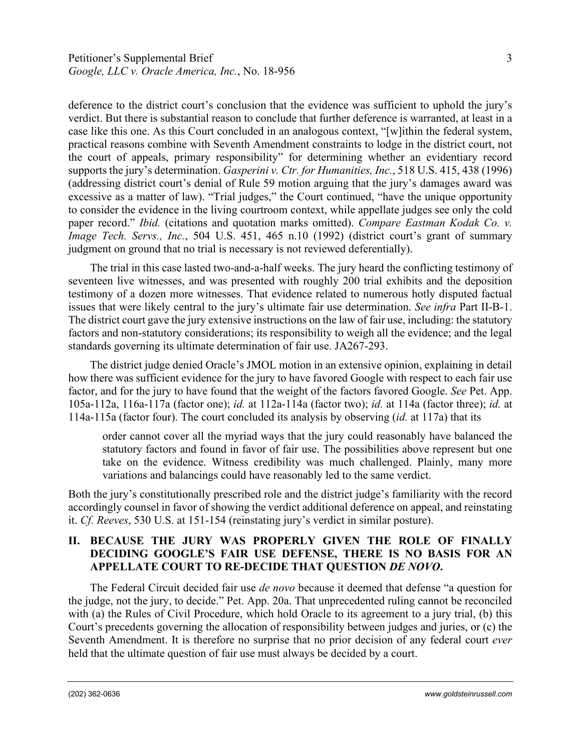deference to the district court's conclusion that the evidence was sufficient to uphold the jury's verdict. But there is substantial reason to conclude that further deference is warranted, at least in a case like this one. As this Court concluded in an analogous context, "[w]ithin the federal system, practical reasons combine with Seventh Amendment constraints to lodge in the district court, not the court of appeals, primary responsibility" for determining whether an evidentiary record supports the jury's determination. *Gasperini v. Ctr. for Humanities, Inc.*, 518 U.S. 415, 438 (1996) (addressing district court's denial of Rule 59 motion arguing that the jury's damages award was excessive as a matter of law). "Trial judges," the Court continued, "have the unique opportunity to consider the evidence in the living courtroom context, while appellate judges see only the cold paper record." *Ibid.* (citations and quotation marks omitted). *Compare Eastman Kodak Co. v. Image Tech. Servs., Inc.*, 504 U.S. 451, 465 n.10 (1992) (district court's grant of summary judgment on ground that no trial is necessary is not reviewed deferentially).

The trial in this case lasted two-and-a-half weeks. The jury heard the conflicting testimony of seventeen live witnesses, and was presented with roughly 200 trial exhibits and the deposition testimony of a dozen more witnesses. That evidence related to numerous hotly disputed factual issues that were likely central to the jury's ultimate fair use determination. *See infra* Part II-B-1. The district court gave the jury extensive instructions on the law of fair use, including: the statutory factors and non-statutory considerations; its responsibility to weigh all the evidence; and the legal standards governing its ultimate determination of fair use. JA267-293.

The district judge denied Oracle's JMOL motion in an extensive opinion, explaining in detail how there was sufficient evidence for the jury to have favored Google with respect to each fair use factor, and for the jury to have found that the weight of the factors favored Google. *See* Pet. App. 105a-112a, 116a-117a (factor one); *id.* at 112a-114a (factor two); *id.* at 114a (factor three); *id.* at 114a-115a (factor four). The court concluded its analysis by observing (*id.* at 117a) that its

> order cannot cover all the myriad ways that the jury could reasonably have balanced the statutory factors and found in favor of fair use. The possibilities above represent but one take on the evidence. Witness credibility was much challenged. Plainly, many more variations and balancings could have reasonably led to the same verdict.

Both the jury's constitutionally prescribed role and the district judge's familiarity with the record accordingly counsel in favor of showing the verdict additional deference on appeal, and reinstating it. *Cf. Reeves*, 530 U.S. at 151-154 (reinstating jury's verdict in similar posture).

## II. BECAUSE THE JURY WAS PROPERLY GIVEN THE ROLE OF FINALLY DECIDING GOOGLE'S FAIR USE DEFENSE, THERE IS NO BASIS FOR AN APPELLATE COURT TO RE-DECIDE THAT QUESTION *DE NOVO*.

The Federal Circuit decided fair use *de novo* because it deemed that defense "a question for the judge, not the jury, to decide." Pet. App. 20a. That unprecedented ruling cannot be reconciled with (a) the Rules of Civil Procedure, which hold Oracle to its agreement to a jury trial, (b) this Court's precedents governing the allocation of responsibility between judges and juries, or (c) the Seventh Amendment. It is therefore no surprise that no prior decision of any federal court *ever* held that the ultimate question of fair use must always be decided by a court.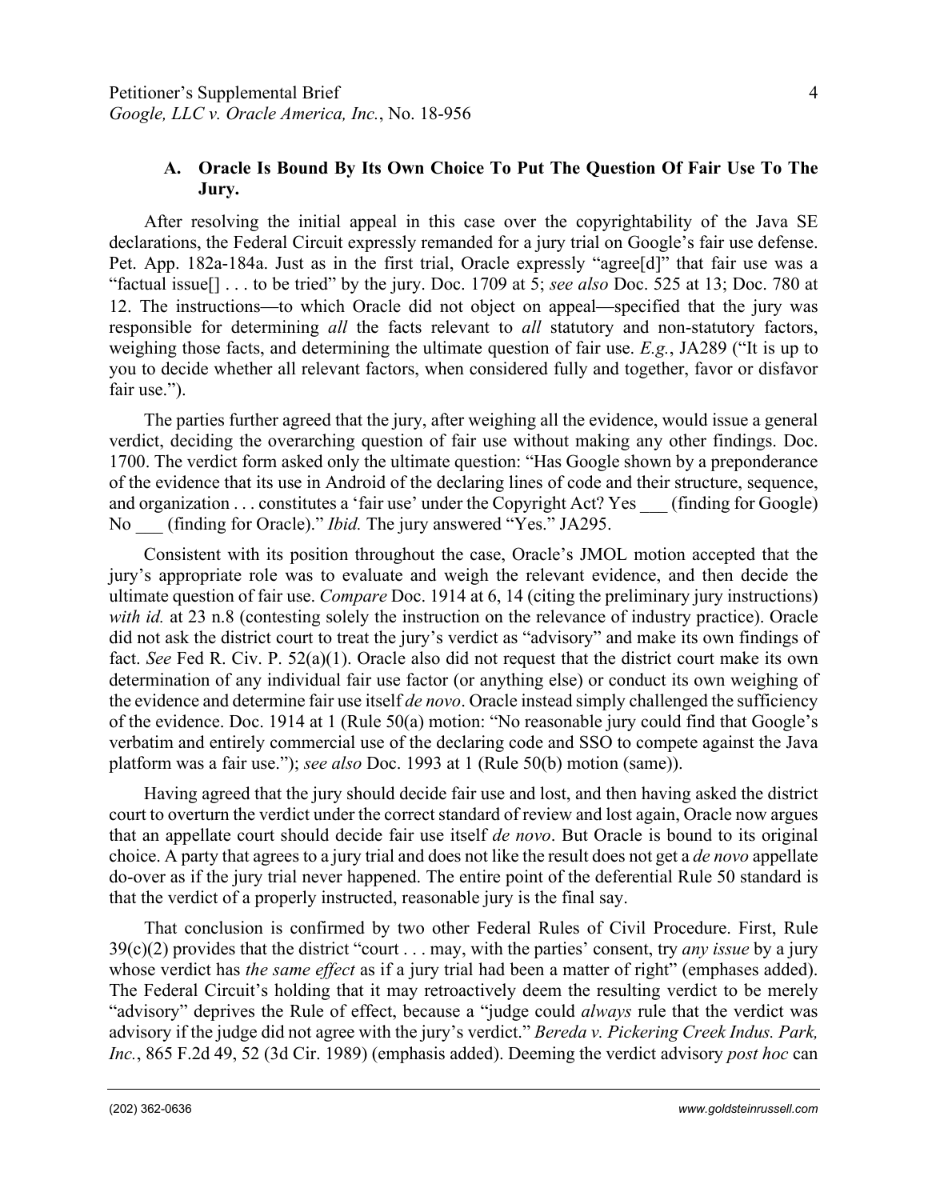### A. Oracle Is Bound By Its Own Choice To Put The Question Of Fair Use To The Jury.

After resolving the initial appeal in this case over the copyrightability of the Java SE declarations, the Federal Circuit expressly remanded for a jury trial on Google's fair use defense. Pet. App. 182a-184a. Just as in the first trial, Oracle expressly "agree[d]" that fair use was a "factual issue[] . . . to be tried" by the jury. Doc. 1709 at 5; *see also* Doc. 525 at 13; Doc. 780 at 12. The instructions—to which Oracle did not object on appeal—specified that the jury was responsible for determining *all* the facts relevant to *all* statutory and non-statutory factors, weighing those facts, and determining the ultimate question of fair use. *E.g.*, JA289 ("It is up to you to decide whether all relevant factors, when considered fully and together, favor or disfavor fair use.").

The parties further agreed that the jury, after weighing all the evidence, would issue a general verdict, deciding the overarching question of fair use without making any other findings. Doc. 1700. The verdict form asked only the ultimate question: "Has Google shown by a preponderance of the evidence that its use in Android of the declaring lines of code and their structure, sequence, and organization . . . constitutes a 'fair use' under the Copyright Act? Yes ___ (finding for Google) No ___ (finding for Oracle)." *Ibid.* The jury answered "Yes." JA295.

Consistent with its position throughout the case, Oracle's JMOL motion accepted that the jury's appropriate role was to evaluate and weigh the relevant evidence, and then decide the ultimate question of fair use. *Compare* Doc. 1914 at 6, 14 (citing the preliminary jury instructions) *with id.* at 23 n.8 (contesting solely the instruction on the relevance of industry practice). Oracle did not ask the district court to treat the jury's verdict as "advisory" and make its own findings of fact. *See* Fed R. Civ. P. 52(a)(1). Oracle also did not request that the district court make its own determination of any individual fair use factor (or anything else) or conduct its own weighing of the evidence and determine fair use itself *de novo*. Oracle instead simply challenged the sufficiency of the evidence. Doc. 1914 at 1 (Rule 50(a) motion: "No reasonable jury could find that Google's verbatim and entirely commercial use of the declaring code and SSO to compete against the Java platform was a fair use."); *see also* Doc. 1993 at 1 (Rule 50(b) motion (same)).

Having agreed that the jury should decide fair use and lost, and then having asked the district court to overturn the verdict under the correct standard of review and lost again, Oracle now argues that an appellate court should decide fair use itself *de novo*. But Oracle is bound to its original choice. A party that agrees to a jury trial and does not like the result does not get a *de novo* appellate do-over as if the jury trial never happened. The entire point of the deferential Rule 50 standard is that the verdict of a properly instructed, reasonable jury is the final say.

That conclusion is confirmed by two other Federal Rules of Civil Procedure. First, Rule 39(c)(2) provides that the district "court . . . may, with the parties' consent, try *any issue* by a jury whose verdict has *the same effect* as if a jury trial had been a matter of right" (emphases added). The Federal Circuit's holding that it may retroactively deem the resulting verdict to be merely "advisory" deprives the Rule of effect, because a "judge could *always* rule that the verdict was advisory if the judge did not agree with the jury's verdict." *Bereda v. Pickering Creek Indus. Park, Inc.*, 865 F.2d 49, 52 (3d Cir. 1989) (emphasis added). Deeming the verdict advisory *post hoc* can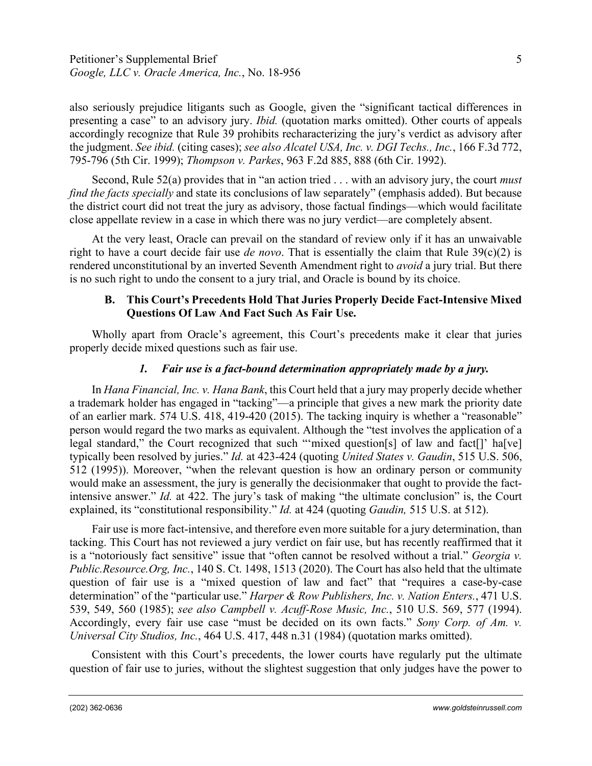also seriously prejudice litigants such as Google, given the "significant tactical differences in presenting a case" to an advisory jury. *Ibid.* (quotation marks omitted). Other courts of appeals accordingly recognize that Rule 39 prohibits recharacterizing the jury's verdict as advisory after the judgment. *See ibid.* (citing cases); *see also Alcatel USA, Inc. v. DGI Techs., Inc.*, 166 F.3d 772, 795-796 (5th Cir. 1999); *Thompson v. Parkes*, 963 F.2d 885, 888 (6th Cir. 1992).

Second, Rule 52(a) provides that in "an action tried . . . with an advisory jury, the court *must find the facts specially* and state its conclusions of law separately" (emphasis added). But because the district court did not treat the jury as advisory, those factual findings—which would facilitate close appellate review in a case in which there was no jury verdict—are completely absent.

At the very least, Oracle can prevail on the standard of review only if it has an unwaivable right to have a court decide fair use *de novo*. That is essentially the claim that Rule 39(c)(2) is rendered unconstitutional by an inverted Seventh Amendment right to *avoid* a jury trial. But there is no such right to undo the consent to a jury trial, and Oracle is bound by its choice.

### B. This Court's Precedents Hold That Juries Properly Decide Fact-Intensive Mixed Questions Of Law And Fact Such As Fair Use.

Wholly apart from Oracle's agreement, this Court's precedents make it clear that juries properly decide mixed questions such as fair use.

#### *1. Fair use is a fact-bound determination appropriately made by a jury.*

In *Hana Financial, Inc. v. Hana Bank*, this Court held that a jury may properly decide whether a trademark holder has engaged in "tacking"—a principle that gives a new mark the priority date of an earlier mark. 574 U.S. 418, 419-420 (2015). The tacking inquiry is whether a "reasonable" person would regard the two marks as equivalent. Although the "test involves the application of a legal standard," the Court recognized that such "'mixed question[s] of law and fact[]' ha[ve] typically been resolved by juries." *Id.* at 423-424 (quoting *United States v. Gaudin*, 515 U.S. 506, 512 (1995)). Moreover, "when the relevant question is how an ordinary person or community would make an assessment, the jury is generally the decisionmaker that ought to provide the fact-intensive answer." *Id.* at 422. The jury's task of making "the ultimate conclusion" is, the Court explained, its "constitutional responsibility." *Id.* at 424 (quoting *Gaudin,* 515 U.S. at 512).

Fair use is more fact-intensive, and therefore even more suitable for a jury determination, than tacking. This Court has not reviewed a jury verdict on fair use, but has recently reaffirmed that it is a "notoriously fact sensitive" issue that "often cannot be resolved without a trial." *Georgia v. Public.Resource.Org, Inc.*, 140 S. Ct. 1498, 1513 (2020). The Court has also held that the ultimate question of fair use is a "mixed question of law and fact" that "requires a case-by-case determination" of the "particular use." *Harper & Row Publishers, Inc. v. Nation Enters.*, 471 U.S. 539, 549, 560 (1985); *see also Campbell v. Acuff-Rose Music, Inc.*, 510 U.S. 569, 577 (1994). Accordingly, every fair use case "must be decided on its own facts." *Sony Corp. of Am. v. Universal City Studios, Inc.*, 464 U.S. 417, 448 n.31 (1984) (quotation marks omitted).

Consistent with this Court's precedents, the lower courts have regularly put the ultimate question of fair use to juries, without the slightest suggestion that only judges have the power to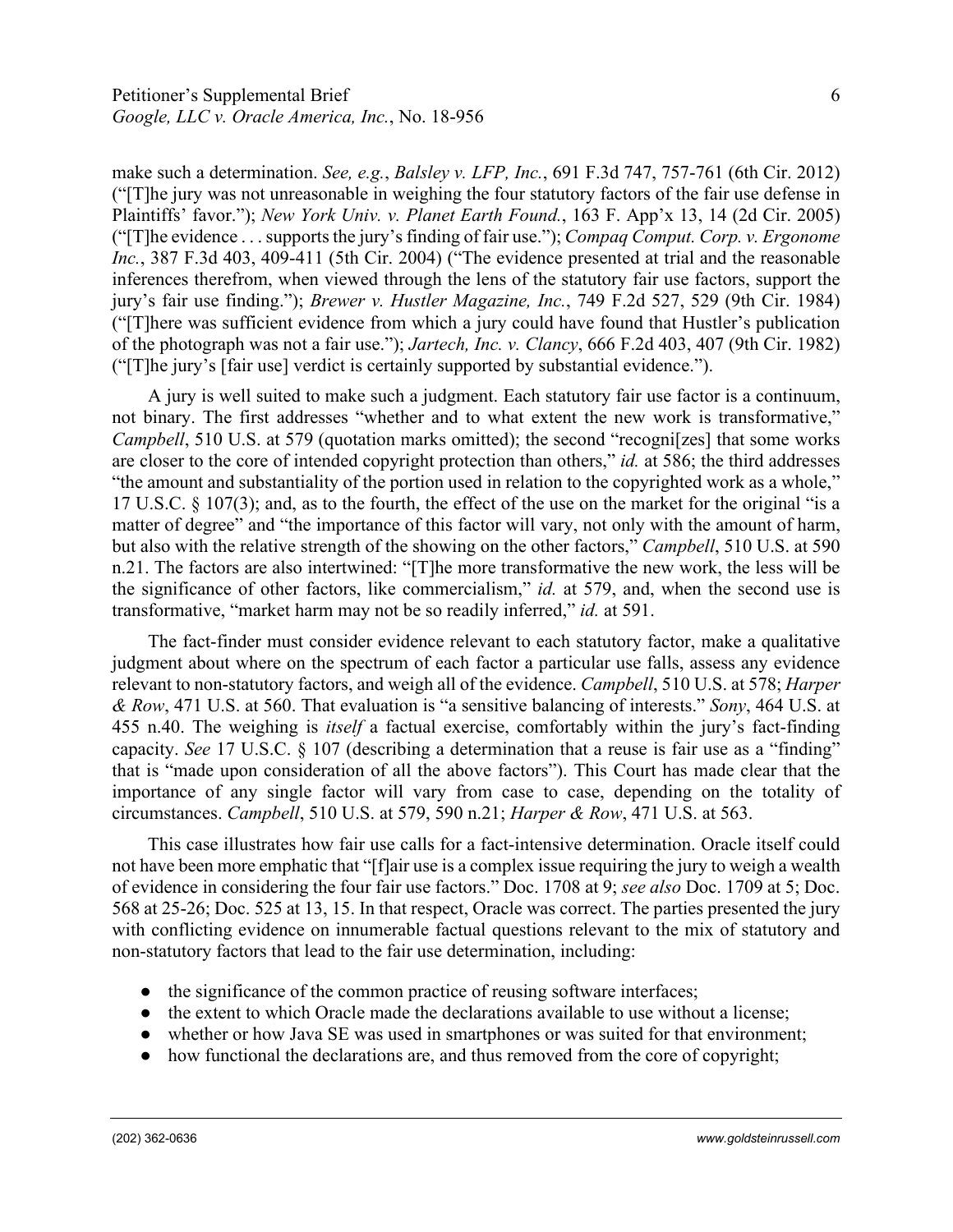make such a determination. *See, e.g.*, *Balsley v. LFP, Inc.*, 691 F.3d 747, 757-761 (6th Cir. 2012) ("[T]he jury was not unreasonable in weighing the four statutory factors of the fair use defense in Plaintiffs' favor."); *New York Univ. v. Planet Earth Found.*, 163 F. App'x 13, 14 (2d Cir. 2005) ("[T]he evidence . . . supports the jury's finding of fair use."); *Compaq Comput. Corp. v. Ergonome Inc.*, 387 F.3d 403, 409-411 (5th Cir. 2004) ("The evidence presented at trial and the reasonable inferences therefrom, when viewed through the lens of the statutory fair use factors, support the jury's fair use finding."); *Brewer v. Hustler Magazine, Inc.*, 749 F.2d 527, 529 (9th Cir. 1984) ("[T]here was sufficient evidence from which a jury could have found that Hustler's publication of the photograph was not a fair use."); *Jartech, Inc. v. Clancy*, 666 F.2d 403, 407 (9th Cir. 1982) ("[T]he jury's [fair use] verdict is certainly supported by substantial evidence.").

A jury is well suited to make such a judgment. Each statutory fair use factor is a continuum, not binary. The first addresses "whether and to what extent the new work is transformative," *Campbell*, 510 U.S. at 579 (quotation marks omitted); the second "recogni[zes] that some works are closer to the core of intended copyright protection than others," *id.* at 586; the third addresses "the amount and substantiality of the portion used in relation to the copyrighted work as a whole," 17 U.S.C. § 107(3); and, as to the fourth, the effect of the use on the market for the original "is a matter of degree" and "the importance of this factor will vary, not only with the amount of harm, but also with the relative strength of the showing on the other factors," *Campbell*, 510 U.S. at 590 n.21. The factors are also intertwined: "[T]he more transformative the new work, the less will be the significance of other factors, like commercialism," *id.* at 579, and, when the second use is transformative, "market harm may not be so readily inferred," *id.* at 591.

The fact-finder must consider evidence relevant to each statutory factor, make a qualitative judgment about where on the spectrum of each factor a particular use falls, assess any evidence relevant to non-statutory factors, and weigh all of the evidence. *Campbell*, 510 U.S. at 578; *Harper & Row*, 471 U.S. at 560. That evaluation is "a sensitive balancing of interests." *Sony*, 464 U.S. at 455 n.40. The weighing is *itself* a factual exercise, comfortably within the jury's fact-finding capacity. *See* 17 U.S.C. § 107 (describing a determination that a reuse is fair use as a "finding" that is "made upon consideration of all the above factors"). This Court has made clear that the importance of any single factor will vary from case to case, depending on the totality of circumstances. *Campbell*, 510 U.S. at 579, 590 n.21; *Harper & Row*, 471 U.S. at 563.

This case illustrates how fair use calls for a fact-intensive determination. Oracle itself could not have been more emphatic that "[f]air use is a complex issue requiring the jury to weigh a wealth of evidence in considering the four fair use factors." Doc. 1708 at 9; *see also* Doc. 1709 at 5; Doc. 568 at 25-26; Doc. 525 at 13, 15. In that respect, Oracle was correct. The parties presented the jury with conflicting evidence on innumerable factual questions relevant to the mix of statutory and non-statutory factors that lead to the fair use determination, including:

- the significance of the common practice of reusing software interfaces;
- the extent to which Oracle made the declarations available to use without a license;
- whether or how Java SE was used in smartphones or was suited for that environment;
- how functional the declarations are, and thus removed from the core of copyright;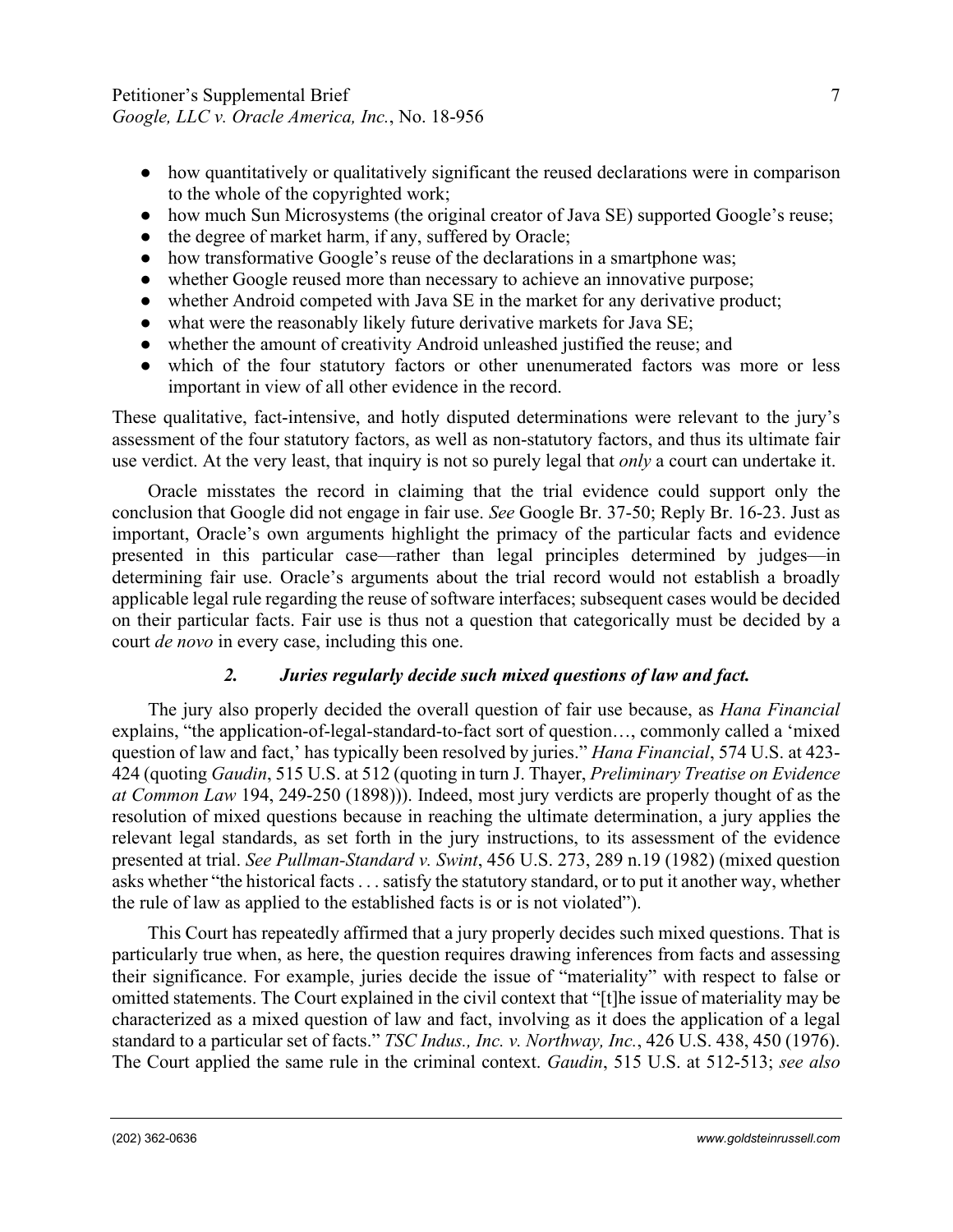- how quantitatively or qualitatively significant the reused declarations were in comparison to the whole of the copyrighted work;
- how much Sun Microsystems (the original creator of Java SE) supported Google's reuse;
- the degree of market harm, if any, suffered by Oracle;
- how transformative Google's reuse of the declarations in a smartphone was;
- whether Google reused more than necessary to achieve an innovative purpose;
- whether Android competed with Java SE in the market for any derivative product;
- what were the reasonably likely future derivative markets for Java SE;
- whether the amount of creativity Android unleashed justified the reuse; and
- which of the four statutory factors or other unenumerated factors was more or less important in view of all other evidence in the record.

These qualitative, fact-intensive, and hotly disputed determinations were relevant to the jury's assessment of the four statutory factors, as well as non-statutory factors, and thus its ultimate fair use verdict. At the very least, that inquiry is not so purely legal that *only* a court can undertake it.

Oracle misstates the record in claiming that the trial evidence could support only the conclusion that Google did not engage in fair use. *See* Google Br. 37-50; Reply Br. 16-23. Just as important, Oracle's own arguments highlight the primacy of the particular facts and evidence presented in this particular case—rather than legal principles determined by judges—in determining fair use. Oracle's arguments about the trial record would not establish a broadly applicable legal rule regarding the reuse of software interfaces; subsequent cases would be decided on their particular facts. Fair use is thus not a question that categorically must be decided by a court *de novo* in every case, including this one.

### *2. Juries regularly decide such mixed questions of law and fact.*

The jury also properly decided the overall question of fair use because, as *Hana Financial* explains, "the application-of-legal-standard-to-fact sort of question…, commonly called a 'mixed question of law and fact,' has typically been resolved by juries." *Hana Financial*, 574 U.S. at 423-424 (quoting *Gaudin*, 515 U.S. at 512 (quoting in turn J. Thayer, *Preliminary Treatise on Evidence at Common Law* 194, 249-250 (1898))). Indeed, most jury verdicts are properly thought of as the resolution of mixed questions because in reaching the ultimate determination, a jury applies the relevant legal standards, as set forth in the jury instructions, to its assessment of the evidence presented at trial. *See Pullman-Standard v. Swint*, 456 U.S. 273, 289 n.19 (1982) (mixed question asks whether "the historical facts . . . satisfy the statutory standard, or to put it another way, whether the rule of law as applied to the established facts is or is not violated").

This Court has repeatedly affirmed that a jury properly decides such mixed questions. That is particularly true when, as here, the question requires drawing inferences from facts and assessing their significance. For example, juries decide the issue of "materiality" with respect to false or omitted statements. The Court explained in the civil context that "[t]he issue of materiality may be characterized as a mixed question of law and fact, involving as it does the application of a legal standard to a particular set of facts." *TSC Indus., Inc. v. Northway, Inc.*, 426 U.S. 438, 450 (1976). The Court applied the same rule in the criminal context. *Gaudin*, 515 U.S. at 512-513; *see also*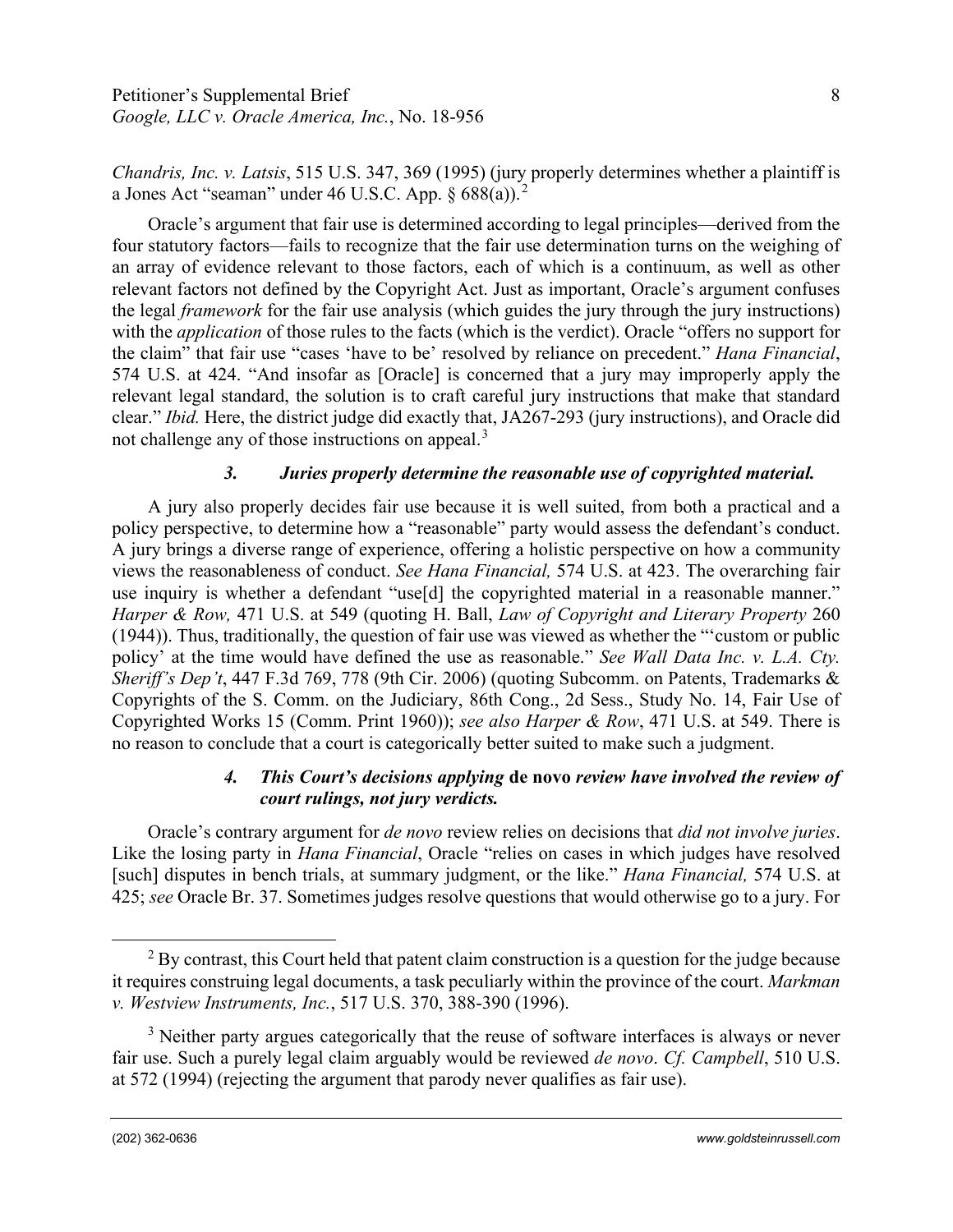*Chandris, Inc. v. Latsis*, 515 U.S. 347, 369 (1995) (jury properly determines whether a plaintiff is a Jones Act "seaman" under 46 U.S.C. App. § 688(a)).[2]

Oracle's argument that fair use is determined according to legal principles—derived from the four statutory factors—fails to recognize that the fair use determination turns on the weighing of an array of evidence relevant to those factors, each of which is a continuum, as well as other relevant factors not defined by the Copyright Act. Just as important, Oracle's argument confuses the legal *framework* for the fair use analysis (which guides the jury through the jury instructions) with the *application* of those rules to the facts (which is the verdict). Oracle "offers no support for the claim" that fair use "cases 'have to be' resolved by reliance on precedent." *Hana Financial*, 574 U.S. at 424. "And insofar as [Oracle] is concerned that a jury may improperly apply the relevant legal standard, the solution is to craft careful jury instructions that make that standard clear." *Ibid.* Here, the district judge did exactly that, JA267-293 (jury instructions), and Oracle did not challenge any of those instructions on appeal.[3]

#### *3. Juries properly determine the reasonable use of copyrighted material.*

A jury also properly decides fair use because it is well suited, from both a practical and a policy perspective, to determine how a "reasonable" party would assess the defendant's conduct. A jury brings a diverse range of experience, offering a holistic perspective on how a community views the reasonableness of conduct. *See Hana Financial,* 574 U.S. at 423. The overarching fair use inquiry is whether a defendant "use[d] the copyrighted material in a reasonable manner." *Harper & Row,* 471 U.S. at 549 (quoting H. Ball, *Law of Copyright and Literary Property* 260 (1944)). Thus, traditionally, the question of fair use was viewed as whether the "'custom or public policy' at the time would have defined the use as reasonable." *See Wall Data Inc. v. L.A. Cty. Sheriff's Dep't*, 447 F.3d 769, 778 (9th Cir. 2006) (quoting Subcomm. on Patents, Trademarks & Copyrights of the S. Comm. on the Judiciary, 86th Cong., 2d Sess., Study No. 14, Fair Use of Copyrighted Works 15 (Comm. Print 1960)); *see also Harper & Row*, 471 U.S. at 549. There is no reason to conclude that a court is categorically better suited to make such a judgment.

#### *4. This Court's decisions applying* **de novo** *review have involved the review of court rulings, not jury verdicts.*

Oracle's contrary argument for *de novo* review relies on decisions that *did not involve juries*. Like the losing party in *Hana Financial*, Oracle "relies on cases in which judges have resolved [such] disputes in bench trials, at summary judgment, or the like." *Hana Financial,* 574 U.S. at 425; *see* Oracle Br. 37. Sometimes judges resolve questions that would otherwise go to a jury. For

---

[2] By contrast, this Court held that patent claim construction is a question for the judge because it requires construing legal documents, a task peculiarly within the province of the court. *Markman v. Westview Instruments, Inc.*, 517 U.S. 370, 388-390 (1996).

[3] Neither party argues categorically that the reuse of software interfaces is always or never fair use. Such a purely legal claim arguably would be reviewed *de novo*. *Cf. Campbell*, 510 U.S. at 572 (1994) (rejecting the argument that parody never qualifies as fair use).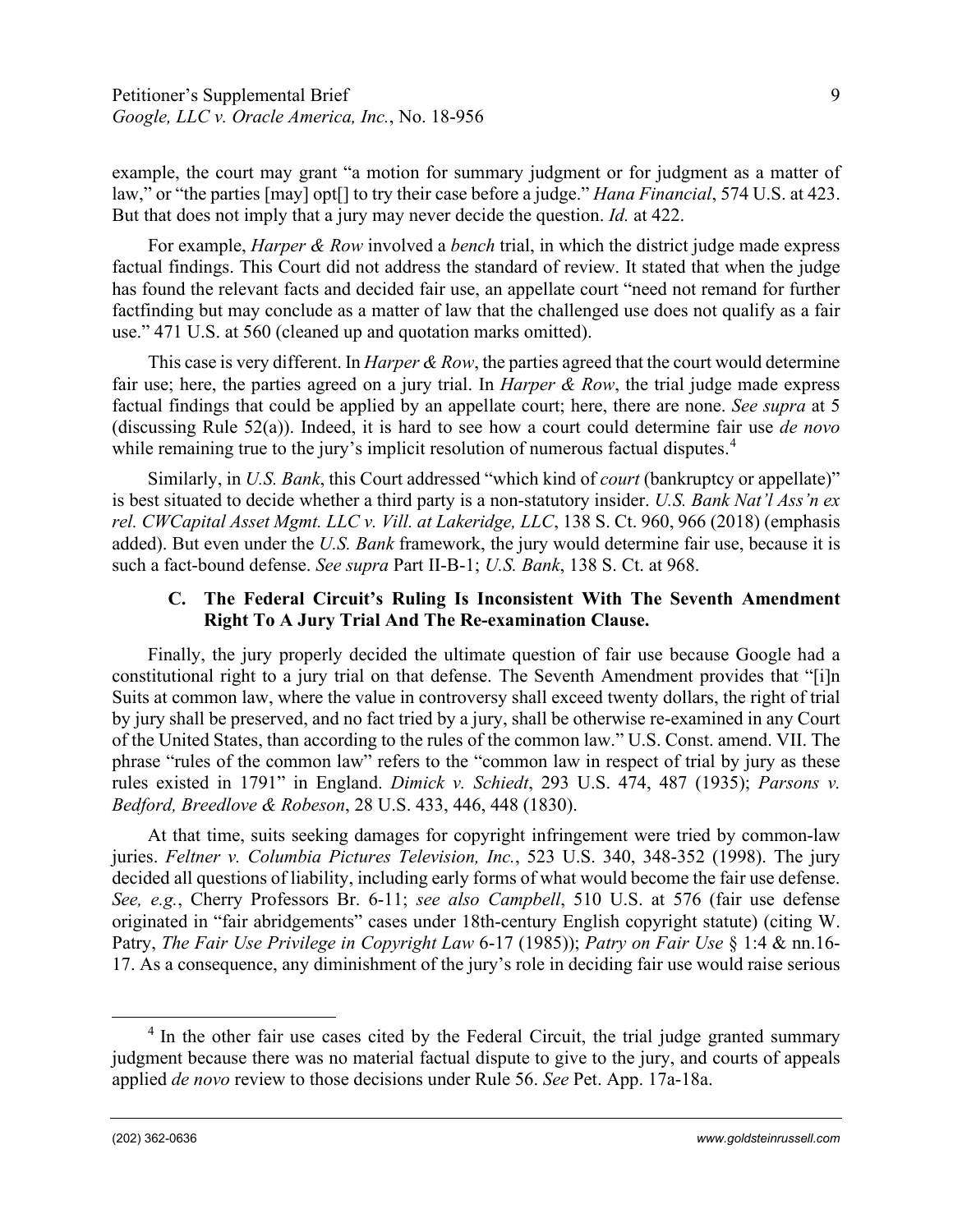example, the court may grant "a motion for summary judgment or for judgment as a matter of law," or "the parties [may] opt[] to try their case before a judge." *Hana Financial*, 574 U.S. at 423. But that does not imply that a jury may never decide the question. *Id.* at 422.

For example, *Harper & Row* involved a *bench* trial, in which the district judge made express factual findings. This Court did not address the standard of review. It stated that when the judge has found the relevant facts and decided fair use, an appellate court "need not remand for further factfinding but may conclude as a matter of law that the challenged use does not qualify as a fair use." 471 U.S. at 560 (cleaned up and quotation marks omitted).

This case is very different. In *Harper & Row*, the parties agreed that the court would determine fair use; here, the parties agreed on a jury trial. In *Harper & Row*, the trial judge made express factual findings that could be applied by an appellate court; here, there are none. *See supra* at 5 (discussing Rule 52(a)). Indeed, it is hard to see how a court could determine fair use *de novo* while remaining true to the jury's implicit resolution of numerous factual disputes.[4]

Similarly, in *U.S. Bank*, this Court addressed "which kind of *court* (bankruptcy or appellate)" is best situated to decide whether a third party is a non-statutory insider. *U.S. Bank Nat'l Ass'n ex rel. CWCapital Asset Mgmt. LLC v. Vill. at Lakeridge, LLC*, 138 S. Ct. 960, 966 (2018) (emphasis added). But even under the *U.S. Bank* framework, the jury would determine fair use, because it is such a fact-bound defense. *See supra* Part II-B-1; *U.S. Bank*, 138 S. Ct. at 968.

### C. The Federal Circuit's Ruling Is Inconsistent With The Seventh Amendment Right To A Jury Trial And The Re-examination Clause.

Finally, the jury properly decided the ultimate question of fair use because Google had a constitutional right to a jury trial on that defense. The Seventh Amendment provides that "[i]n Suits at common law, where the value in controversy shall exceed twenty dollars, the right of trial by jury shall be preserved, and no fact tried by a jury, shall be otherwise re-examined in any Court of the United States, than according to the rules of the common law." U.S. Const. amend. VII. The phrase "rules of the common law" refers to the "common law in respect of trial by jury as these rules existed in 1791" in England. *Dimick v. Schiedt*, 293 U.S. 474, 487 (1935); *Parsons v. Bedford, Breedlove & Robeson*, 28 U.S. 433, 446, 448 (1830).

At that time, suits seeking damages for copyright infringement were tried by common-law juries. *Feltner v. Columbia Pictures Television, Inc.*, 523 U.S. 340, 348-352 (1998). The jury decided all questions of liability, including early forms of what would become the fair use defense. *See, e.g.*, Cherry Professors Br. 6-11; *see also Campbell*, 510 U.S. at 576 (fair use defense originated in "fair abridgements" cases under 18th-century English copyright statute) (citing W. Patry, *The Fair Use Privilege in Copyright Law* 6-17 (1985)); *Patry on Fair Use* § 1:4 & nn.16-17. As a consequence, any diminishment of the jury's role in deciding fair use would raise serious

---

[4] In the other fair use cases cited by the Federal Circuit, the trial judge granted summary judgment because there was no material factual dispute to give to the jury, and courts of appeals applied *de novo* review to those decisions under Rule 56. *See* Pet. App. 17a-18a.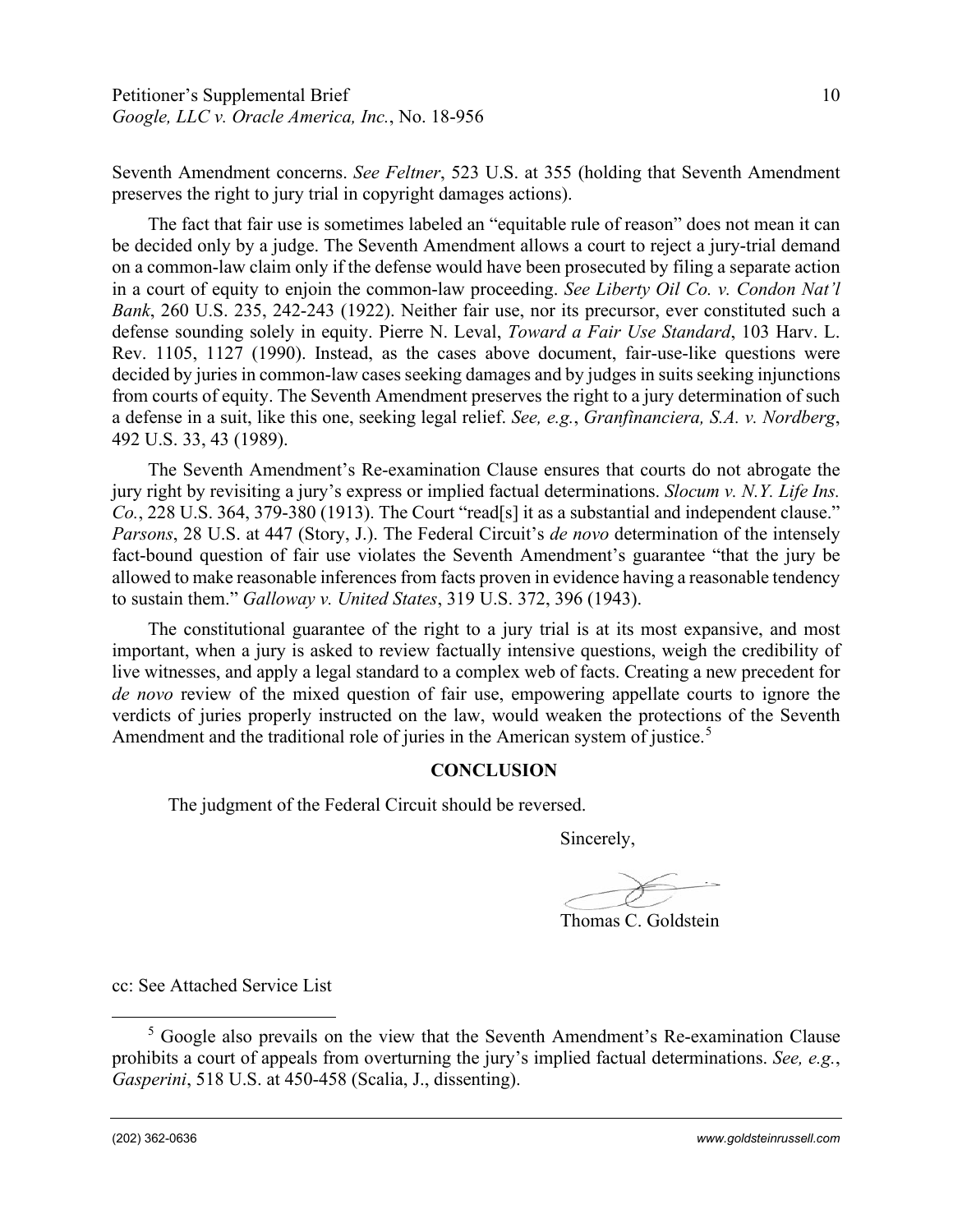Seventh Amendment concerns. *See Feltner*, 523 U.S. at 355 (holding that Seventh Amendment preserves the right to jury trial in copyright damages actions).

The fact that fair use is sometimes labeled an "equitable rule of reason" does not mean it can be decided only by a judge. The Seventh Amendment allows a court to reject a jury-trial demand on a common-law claim only if the defense would have been prosecuted by filing a separate action in a court of equity to enjoin the common-law proceeding. *See Liberty Oil Co. v. Condon Nat'l Bank*, 260 U.S. 235, 242-243 (1922). Neither fair use, nor its precursor, ever constituted such a defense sounding solely in equity. Pierre N. Leval, *Toward a Fair Use Standard*, 103 Harv. L. Rev. 1105, 1127 (1990). Instead, as the cases above document, fair-use-like questions were decided by juries in common-law cases seeking damages and by judges in suits seeking injunctions from courts of equity. The Seventh Amendment preserves the right to a jury determination of such a defense in a suit, like this one, seeking legal relief. *See, e.g.*, *Granfinanciera, S.A. v. Nordberg*, 492 U.S. 33, 43 (1989).

The Seventh Amendment's Re-examination Clause ensures that courts do not abrogate the jury right by revisiting a jury's express or implied factual determinations. *Slocum v. N.Y. Life Ins. Co.*, 228 U.S. 364, 379-380 (1913). The Court "read[s] it as a substantial and independent clause." *Parsons*, 28 U.S. at 447 (Story, J.). The Federal Circuit's *de novo* determination of the intensely fact-bound question of fair use violates the Seventh Amendment's guarantee "that the jury be allowed to make reasonable inferences from facts proven in evidence having a reasonable tendency to sustain them." *Galloway v. United States*, 319 U.S. 372, 396 (1943).

The constitutional guarantee of the right to a jury trial is at its most expansive, and most important, when a jury is asked to review factually intensive questions, weigh the credibility of live witnesses, and apply a legal standard to a complex web of facts. Creating a new precedent for *de novo* review of the mixed question of fair use, empowering appellate courts to ignore the verdicts of juries properly instructed on the law, would weaken the protections of the Seventh Amendment and the traditional role of juries in the American system of justice.[5]

## CONCLUSION

The judgment of the Federal Circuit should be reversed.

Sincerely,

Thomas C. Goldstein

cc: See Attached Service List

---

[5] Google also prevails on the view that the Seventh Amendment's Re-examination Clause prohibits a court of appeals from overturning the jury's implied factual determinations. *See, e.g.*, *Gasperini*, 518 U.S. at 450-458 (Scalia, J., dissenting).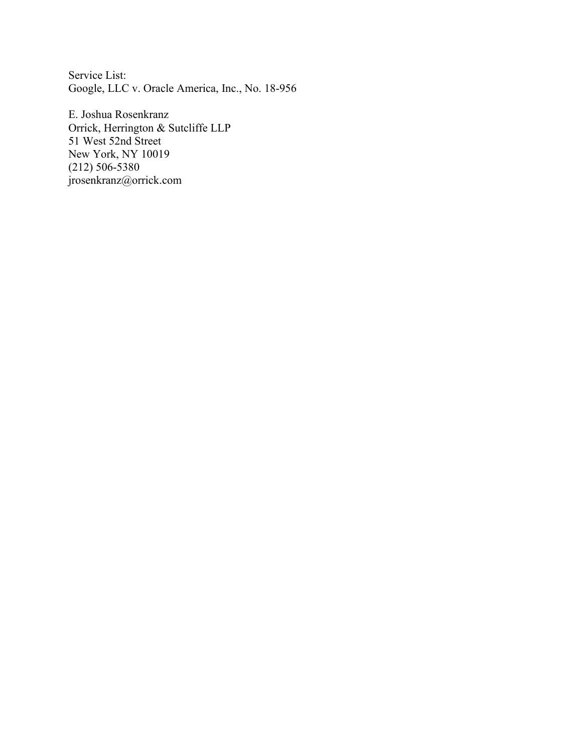Service List:
Google, LLC v. Oracle America, Inc., No. 18-956

E. Joshua Rosenkranz
Orrick, Herrington & Sutcliffe LLP
51 West 52nd Street
New York, NY 10019
(212) 506-5380
jrosenkranz@orrick.com